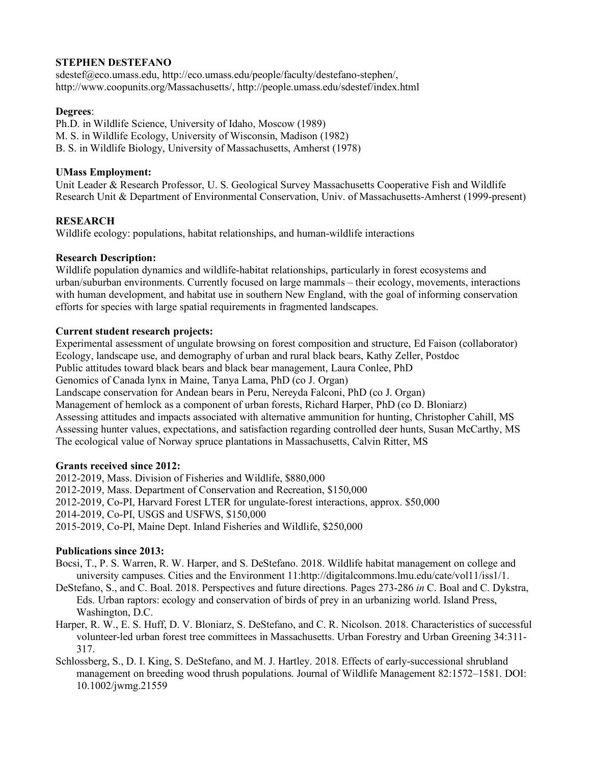**STEPHEN DeSTEFANO**
sdestef@eco.umass.edu, http://eco.umass.edu/people/faculty/destefano-stephen/, http://www.coopunits.org/Massachusetts/, http://people.umass.edu/sdestef/index.html

**Degrees**:
Ph.D. in Wildlife Science, University of Idaho, Moscow (1989)
M. S. in Wildlife Ecology, University of Wisconsin, Madison (1982)
B. S. in Wildlife Biology, University of Massachusetts, Amherst (1978)

**UMass Employment:**
Unit Leader & Research Professor, U. S. Geological Survey Massachusetts Cooperative Fish and Wildlife Research Unit & Department of Environmental Conservation, Univ. of Massachusetts-Amherst (1999-present)

**RESEARCH**
Wildlife ecology: populations, habitat relationships, and human-wildlife interactions

**Research Description:**
Wildlife population dynamics and wildlife-habitat relationships, particularly in forest ecosystems and urban/suburban environments. Currently focused on large mammals – their ecology, movements, interactions with human development, and habitat use in southern New England, with the goal of informing conservation efforts for species with large spatial requirements in fragmented landscapes.

**Current student research projects:**
Experimental assessment of ungulate browsing on forest composition and structure, Ed Faison (collaborator)
Ecology, landscape use, and demography of urban and rural black bears, Kathy Zeller, Postdoc
Public attitudes toward black bears and black bear management, Laura Conlee, PhD
Genomics of Canada lynx in Maine, Tanya Lama, PhD (co J. Organ)
Landscape conservation for Andean bears in Peru, Nereyda Falconi, PhD (co J. Organ)
Management of hemlock as a component of urban forests, Richard Harper, PhD (co D. Bloniarz)
Assessing attitudes and impacts associated with alternative ammunition for hunting, Christopher Cahill, MS
Assessing hunter values, expectations, and satisfaction regarding controlled deer hunts, Susan McCarthy, MS
The ecological value of Norway spruce plantations in Massachusetts, Calvin Ritter, MS

**Grants received since 2012:**
2012-2019, Mass. Division of Fisheries and Wildlife, $880,000
2012-2019, Mass. Department of Conservation and Recreation, $150,000
2012-2019, Co-PI, Harvard Forest LTER for ungulate-forest interactions, approx. $50,000
2014-2019, Co-PI, USGS and USFWS, $150,000
2015-2019, Co-PI, Maine Dept. Inland Fisheries and Wildlife, $250,000

**Publications since 2013:**

Bocsi, T., P. S. Warren, R. W. Harper, and S. DeStefano. 2018. Wildlife habitat management on college and university campuses. Cities and the Environment 11:http://digitalcommons.lmu.edu/cate/vol11/iss1/1.

DeStefano, S., and C. Boal. 2018. Perspectives and future directions. Pages 273-286 *in* C. Boal and C. Dykstra, Eds. Urban raptors: ecology and conservation of birds of prey in an urbanizing world. Island Press, Washington, D.C.

Harper, R. W., E. S. Huff, D. V. Bloniarz, S. DeStefano, and C. R. Nicolson. 2018. Characteristics of successful volunteer-led urban forest tree committees in Massachusetts. Urban Forestry and Urban Greening 34:311-317.

Schlossberg, S., D. I. King, S. DeStefano, and M. J. Hartley. 2018. Effects of early-successional shrubland management on breeding wood thrush populations. Journal of Wildlife Management 82:1572–1581. DOI: 10.1002/jwmg.21559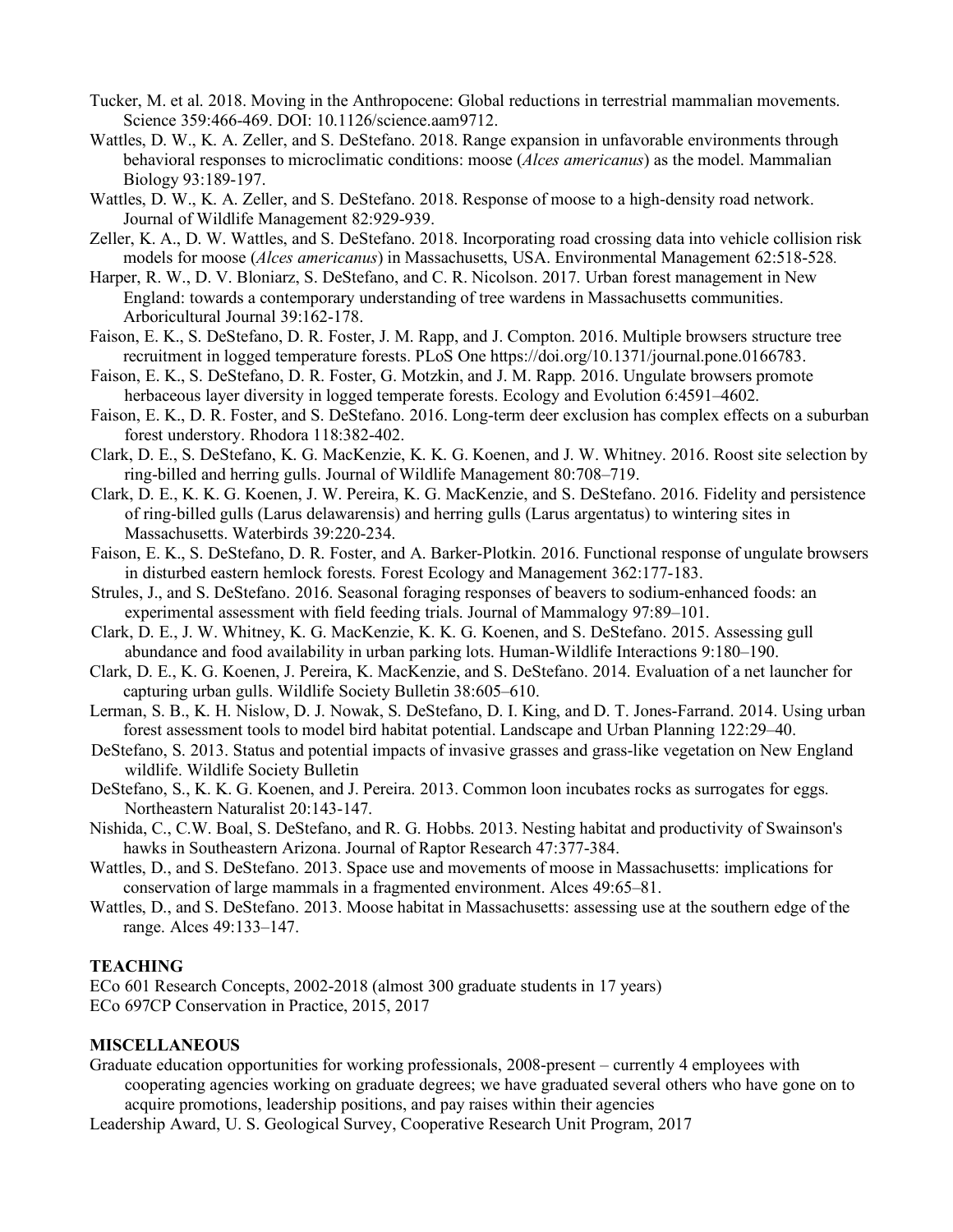Tucker, M. et al. 2018. Moving in the Anthropocene: Global reductions in terrestrial mammalian movements. Science 359:466-469. DOI: 10.1126/science.aam9712.

Wattles, D. W., K. A. Zeller, and S. DeStefano. 2018. Range expansion in unfavorable environments through behavioral responses to microclimatic conditions: moose (*Alces americanus*) as the model. Mammalian Biology 93:189-197.

Wattles, D. W., K. A. Zeller, and S. DeStefano. 2018. Response of moose to a high-density road network. Journal of Wildlife Management 82:929-939.

Zeller, K. A., D. W. Wattles, and S. DeStefano. 2018. Incorporating road crossing data into vehicle collision risk models for moose (*Alces americanus*) in Massachusetts, USA. Environmental Management 62:518-528.

Harper, R. W., D. V. Bloniarz, S. DeStefano, and C. R. Nicolson. 2017. Urban forest management in New England: towards a contemporary understanding of tree wardens in Massachusetts communities. Arboricultural Journal 39:162-178.

Faison, E. K., S. DeStefano, D. R. Foster, J. M. Rapp, and J. Compton. 2016. Multiple browsers structure tree recruitment in logged temperature forests. PLoS One https://doi.org/10.1371/journal.pone.0166783.

Faison, E. K., S. DeStefano, D. R. Foster, G. Motzkin, and J. M. Rapp. 2016. Ungulate browsers promote herbaceous layer diversity in logged temperate forests. Ecology and Evolution 6:4591–4602.

Faison, E. K., D. R. Foster, and S. DeStefano. 2016. Long-term deer exclusion has complex effects on a suburban forest understory. Rhodora 118:382-402.

Clark, D. E., S. DeStefano, K. G. MacKenzie, K. K. G. Koenen, and J. W. Whitney. 2016. Roost site selection by ring-billed and herring gulls. Journal of Wildlife Management 80:708–719.

Clark, D. E., K. K. G. Koenen, J. W. Pereira, K. G. MacKenzie, and S. DeStefano. 2016. Fidelity and persistence of ring-billed gulls (Larus delawarensis) and herring gulls (Larus argentatus) to wintering sites in Massachusetts. Waterbirds 39:220-234.

Faison, E. K., S. DeStefano, D. R. Foster, and A. Barker-Plotkin. 2016. Functional response of ungulate browsers in disturbed eastern hemlock forests. Forest Ecology and Management 362:177-183.

Strules, J., and S. DeStefano. 2016. Seasonal foraging responses of beavers to sodium-enhanced foods: an experimental assessment with field feeding trials. Journal of Mammalogy 97:89–101.

Clark, D. E., J. W. Whitney, K. G. MacKenzie, K. K. G. Koenen, and S. DeStefano. 2015. Assessing gull abundance and food availability in urban parking lots. Human-Wildlife Interactions 9:180–190.

Clark, D. E., K. G. Koenen, J. Pereira, K. MacKenzie, and S. DeStefano. 2014. Evaluation of a net launcher for capturing urban gulls. Wildlife Society Bulletin 38:605–610.

Lerman, S. B., K. H. Nislow, D. J. Nowak, S. DeStefano, D. I. King, and D. T. Jones-Farrand. 2014. Using urban forest assessment tools to model bird habitat potential. Landscape and Urban Planning 122:29–40.

DeStefano, S. 2013. Status and potential impacts of invasive grasses and grass-like vegetation on New England wildlife. Wildlife Society Bulletin

DeStefano, S., K. K. G. Koenen, and J. Pereira. 2013. Common loon incubates rocks as surrogates for eggs. Northeastern Naturalist 20:143-147.

Nishida, C., C.W. Boal, S. DeStefano, and R. G. Hobbs. 2013. Nesting habitat and productivity of Swainson's hawks in Southeastern Arizona. Journal of Raptor Research 47:377-384.

Wattles, D., and S. DeStefano. 2013. Space use and movements of moose in Massachusetts: implications for conservation of large mammals in a fragmented environment. Alces 49:65–81.

Wattles, D., and S. DeStefano. 2013. Moose habitat in Massachusetts: assessing use at the southern edge of the range. Alces 49:133–147.

## TEACHING

ECo 601 Research Concepts, 2002-2018 (almost 300 graduate students in 17 years)
ECo 697CP Conservation in Practice, 2015, 2017

## MISCELLANEOUS

Graduate education opportunities for working professionals, 2008-present – currently 4 employees with cooperating agencies working on graduate degrees; we have graduated several others who have gone on to acquire promotions, leadership positions, and pay raises within their agencies

Leadership Award, U. S. Geological Survey, Cooperative Research Unit Program, 2017